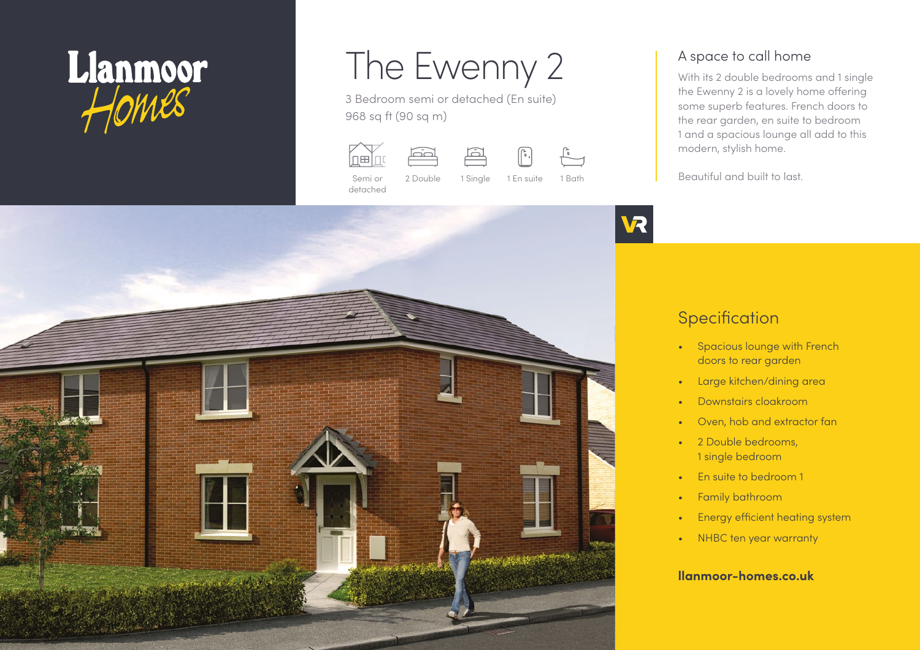Llanmoor Homes

# The Ewenny 2

3 Bedroom semi or detached (En suite)
968 sq ft (90 sq m)

Semi or detached | 2 Double | 1 Single | 1 En suite | 1 Bath

## A space to call home

With its 2 double bedrooms and 1 single the Ewenny 2 is a lovely home offering some superb features. French doors to the rear garden, en suite to bedroom 1 and a spacious lounge all add to this modern, stylish home.

Beautiful and built to last.

VR

## Specification

- Spacious lounge with French doors to rear garden
- Large kitchen/dining area
- Downstairs cloakroom
- Oven, hob and extractor fan
- 2 Double bedrooms, 1 single bedroom
- En suite to bedroom 1
- Family bathroom
- Energy efficient heating system
- NHBC ten year warranty

**llanmoor-homes.co.uk**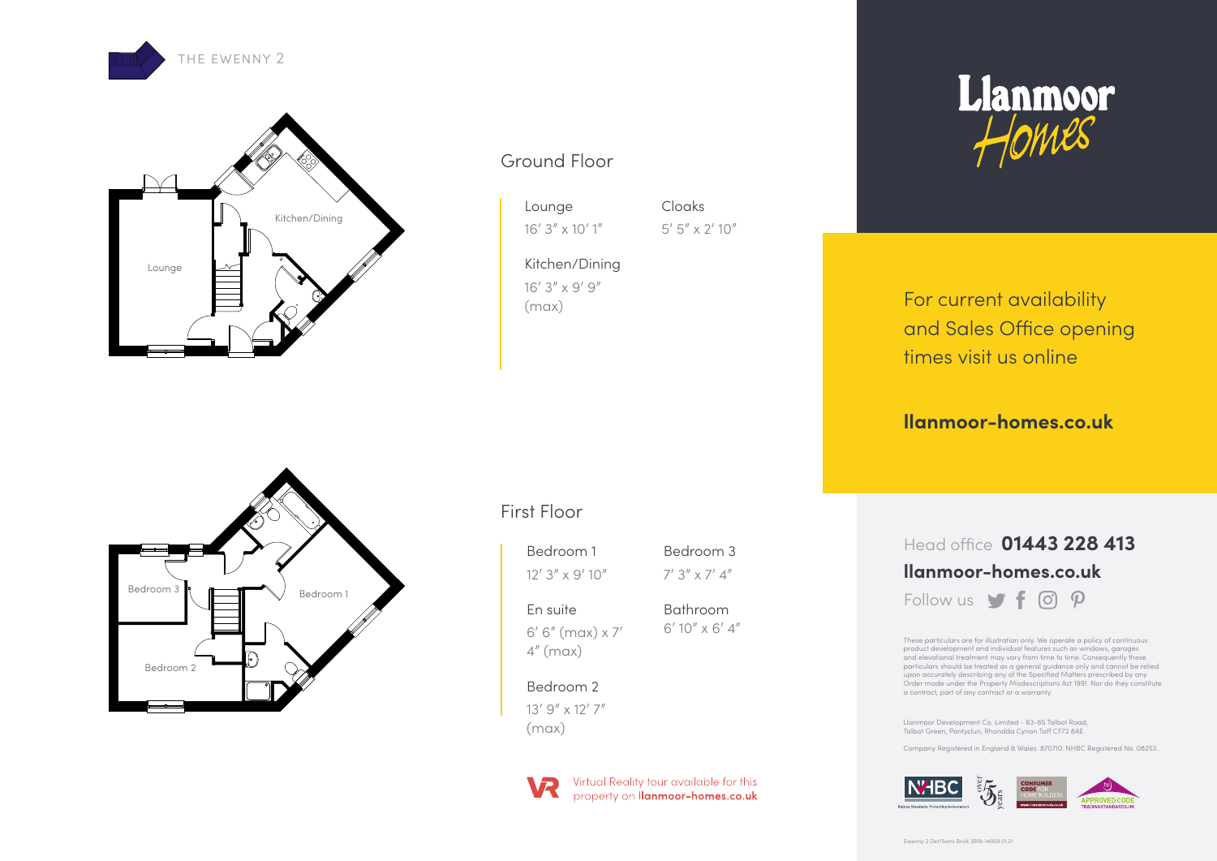THE EWENNY 2

Lounge

Kitchen/Dining

## Ground Floor

Lounge
16′ 3″ x 10′ 1″

Cloaks
5′ 5″ x 2′ 10″

Kitchen/Dining
16′ 3″ x 9′ 9″ (max)

Bedroom 3

Bedroom 1

Bedroom 2

## First Floor

Bedroom 1
12′ 3″ x 9′ 10″

Bedroom 3
7′ 3″ x 7′ 4″

En suite
6′ 6″ (max) x 7′ 4″ (max)

Bathroom
6′ 10″ x 6′ 4″

Bedroom 2
13′ 9″ x 12′ 7″ (max)

Virtual Reality tour available for this property on **llanmoor-homes.co.uk**

Llanmoor Homes

For current availability and Sales Office opening times visit us online

**llanmoor-homes.co.uk**

Head office **01443 228 413**

**llanmoor-homes.co.uk**

Follow us

These particulars are for illustration only. We operate a policy of continuous product development and individual features such as windows, garages and elevational treatment may vary from time to time. Consequently these particulars should be treated as a general guidance only and cannot be relied upon accurately describing any of the Specified Matters prescribed by any Order made under the Property Misdescriptions Act 1991. Nor do they constitute a contract, part of any contract or a warranty.

Llanmoor Development Co. Limited - 63-65 Talbot Road, Talbot Green, Pontyclun, Rhondda Cynon Taff CF72 8AE.

Company Registered in England & Wales. 870710. NHBC Registered No. 08253.

Ewenny 2 Det/Semi Brick 3818-14909.01.21